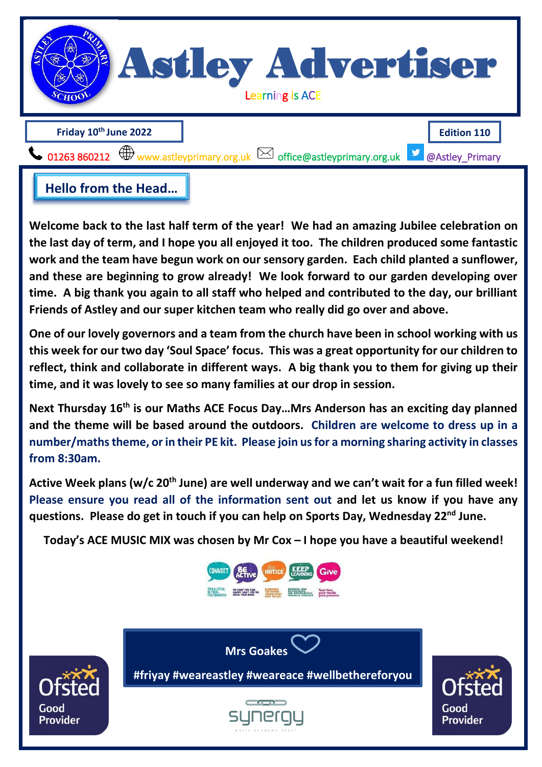# Astley Advertiser

Learning is ACE

**Friday 10th June 2022** | **Edition 110**

01263 860212 | www.astleyprimary.org.uk | office@astleyprimary.org.uk | @Astley_Primary

## Hello from the Head…

**Welcome back to the last half term of the year! We had an amazing Jubilee celebration on the last day of term, and I hope you all enjoyed it too. The children produced some fantastic work and the team have begun work on our sensory garden. Each child planted a sunflower, and these are beginning to grow already! We look forward to our garden developing over time. A big thank you again to all staff who helped and contributed to the day, our brilliant Friends of Astley and our super kitchen team who really did go over and above.**

**One of our lovely governors and a team from the church have been in school working with us this week for our two day 'Soul Space' focus. This was a great opportunity for our children to reflect, think and collaborate in different ways. A big thank you to them for giving up their time, and it was lovely to see so many families at our drop in session.**

**Next Thursday 16th is our Maths ACE Focus Day…Mrs Anderson has an exciting day planned and the theme will be based around the outdoors. Children are welcome to dress up in a number/maths theme, or in their PE kit. Please join us for a morning sharing activity in classes from 8:30am.**

**Active Week plans (w/c 20th June) are well underway and we can't wait for a fun filled week! Please ensure you read all of the information sent out and let us know if you have any questions. Please do get in touch if you can help on Sports Day, Wednesday 22nd June.**

**Today's ACE MUSIC MIX was chosen by Mr Cox – I hope you have a beautiful weekend!**

**Mrs Goakes**

**#friyay #weareastley #weareace #wellbethereforyou**

Ofsted Good Provider

synergy multi-academy trust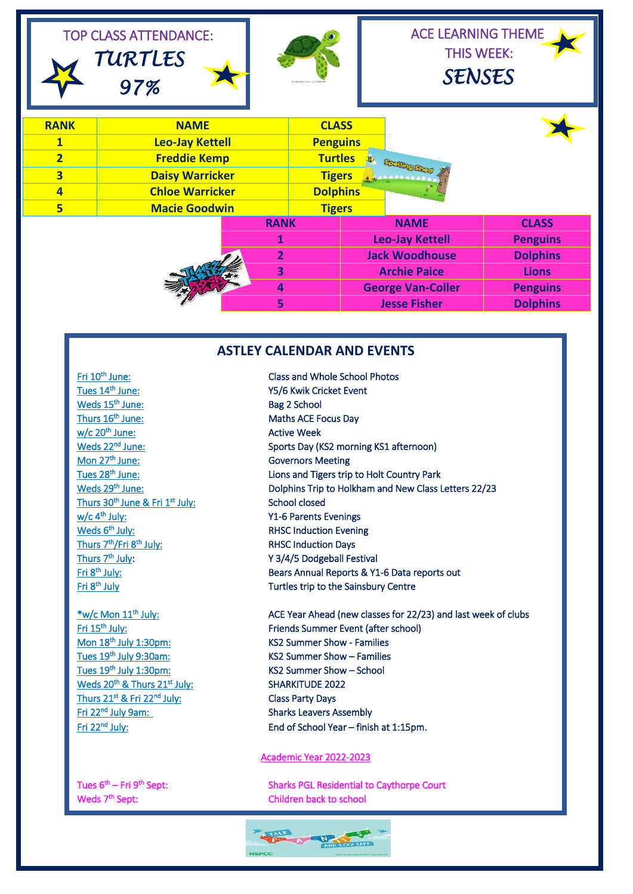TOP CLASS ATTENDANCE:

*TURTLES*

*97%*

ACE LEARNING THEME THIS WEEK:

*SENSES*

| RANK | NAME | CLASS |
|---|---|---|
| 1 | Leo-Jay Kettell | Penguins |
| 2 | Freddie Kemp | Turtles |
| 3 | Daisy Warricker | Tigers |
| 4 | Chloe Warricker | Dolphins |
| 5 | Macie Goodwin | Tigers |

| RANK | NAME | CLASS |
|---|---|---|
| 1 | Leo-Jay Kettell | Penguins |
| 2 | Jack Woodhouse | Dolphins |
| 3 | Archie Paice | Lions |
| 4 | George Van-Coller | Penguins |
| 5 | Jesse Fisher | Dolphins |

## ASTLEY CALENDAR AND EVENTS

| | |
|---|---|
| Fri 10th June: | Class and Whole School Photos |
| Tues 14th June: | Y5/6 Kwik Cricket Event |
| Weds 15th June: | Bag 2 School |
| Thurs 16th June: | Maths ACE Focus Day |
| w/c 20th June: | Active Week |
| Weds 22nd June: | Sports Day (KS2 morning KS1 afternoon) |
| Mon 27th June: | Governors Meeting |
| Tues 28th June: | Lions and Tigers trip to Holt Country Park |
| Weds 29th June: | Dolphins Trip to Holkham and New Class Letters 22/23 |
| Thurs 30th June & Fri 1st July: | School closed |
| w/c 4th July: | Y1-6 Parents Evenings |
| Weds 6th July: | RHSC Induction Evening |
| Thurs 7th/Fri 8th July: | RHSC Induction Days |
| Thurs 7th July: | Y 3/4/5 Dodgeball Festival |
| Fri 8th July: | Bears Annual Reports & Y1-6 Data reports out |
| Fri 8th July | Turtles trip to the Sainsbury Centre |
| *w/c Mon 11th July: | ACE Year Ahead (new classes for 22/23) and last week of clubs |
| Fri 15th July: | Friends Summer Event (after school) |
| Mon 18th July 1:30pm: | KS2 Summer Show - Families |
| Tues 19th July 9:30am: | KS2 Summer Show – Families |
| Tues 19th July 1:30pm: | KS2 Summer Show – School |
| Weds 20th & Thurs 21st July: | SHARKITUDE 2022 |
| Thurs 21st & Fri 22nd July: | Class Party Days |
| Fri 22nd July 9am: | Sharks Leavers Assembly |
| Fri 22nd July: | End of School Year – finish at 1:15pm. |

### Academic Year 2022-2023

| | |
|---|---|
| Tues 6th – Fri 9th Sept: | Sharks PGL Residential to Caythorpe Court |
| Weds 7th Sept: | Children back to school |